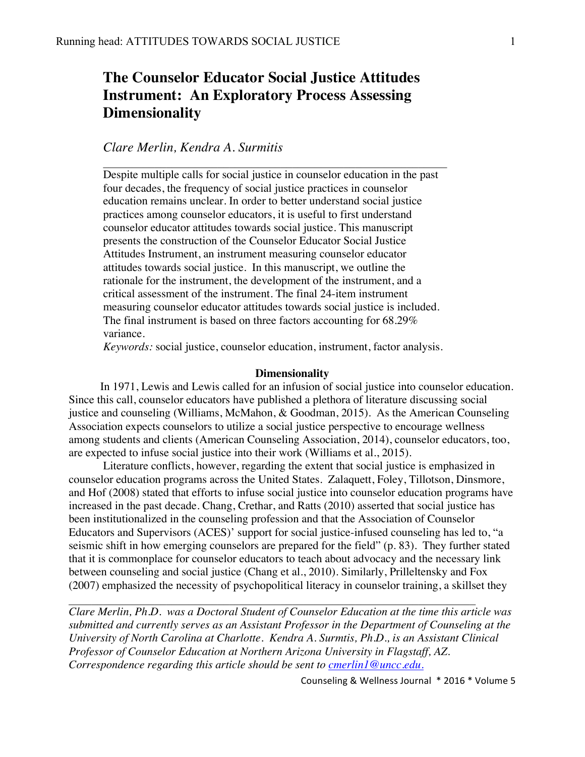# The Counselor Educator Social Justice Attitudes Instrument: An Exploratory Process Assessing Dimensionality

*Clare Merlin, Kendra A. Surmitis*

Despite multiple calls for social justice in counselor education in the past four decades, the frequency of social justice practices in counselor education remains unclear. In order to better understand social justice practices among counselor educators, it is useful to first understand counselor educator attitudes towards social justice. This manuscript presents the construction of the Counselor Educator Social Justice Attitudes Instrument, an instrument measuring counselor educator attitudes towards social justice. In this manuscript, we outline the rationale for the instrument, the development of the instrument, and a critical assessment of the instrument. The final 24-item instrument measuring counselor educator attitudes towards social justice is included. The final instrument is based on three factors accounting for 68.29% variance.

*Keywords:* social justice, counselor education, instrument, factor analysis.

## Dimensionality

In 1971, Lewis and Lewis called for an infusion of social justice into counselor education. Since this call, counselor educators have published a plethora of literature discussing social justice and counseling (Williams, McMahon, & Goodman, 2015). As the American Counseling Association expects counselors to utilize a social justice perspective to encourage wellness among students and clients (American Counseling Association, 2014), counselor educators, too, are expected to infuse social justice into their work (Williams et al., 2015).

Literature conflicts, however, regarding the extent that social justice is emphasized in counselor education programs across the United States. Zalaquett, Foley, Tillotson, Dinsmore, and Hof (2008) stated that efforts to infuse social justice into counselor education programs have increased in the past decade. Chang, Crethar, and Ratts (2010) asserted that social justice has been institutionalized in the counseling profession and that the Association of Counselor Educators and Supervisors (ACES)' support for social justice-infused counseling has led to, "a seismic shift in how emerging counselors are prepared for the field" (p. 83). They further stated that it is commonplace for counselor educators to teach about advocacy and the necessary link between counseling and social justice (Chang et al., 2010). Similarly, Prilleltensky and Fox (2007) emphasized the necessity of psychopolitical literacy in counselor training, a skillset they

---

*Clare Merlin, Ph.D. was a Doctoral Student of Counselor Education at the time this article was submitted and currently serves as an Assistant Professor in the Department of Counseling at the University of North Carolina at Charlotte. Kendra A. Surmtis, Ph.D., is an Assistant Clinical Professor of Counselor Education at Northern Arizona University in Flagstaff, AZ. Correspondence regarding this article should be sent to cmerlin1@uncc.edu.*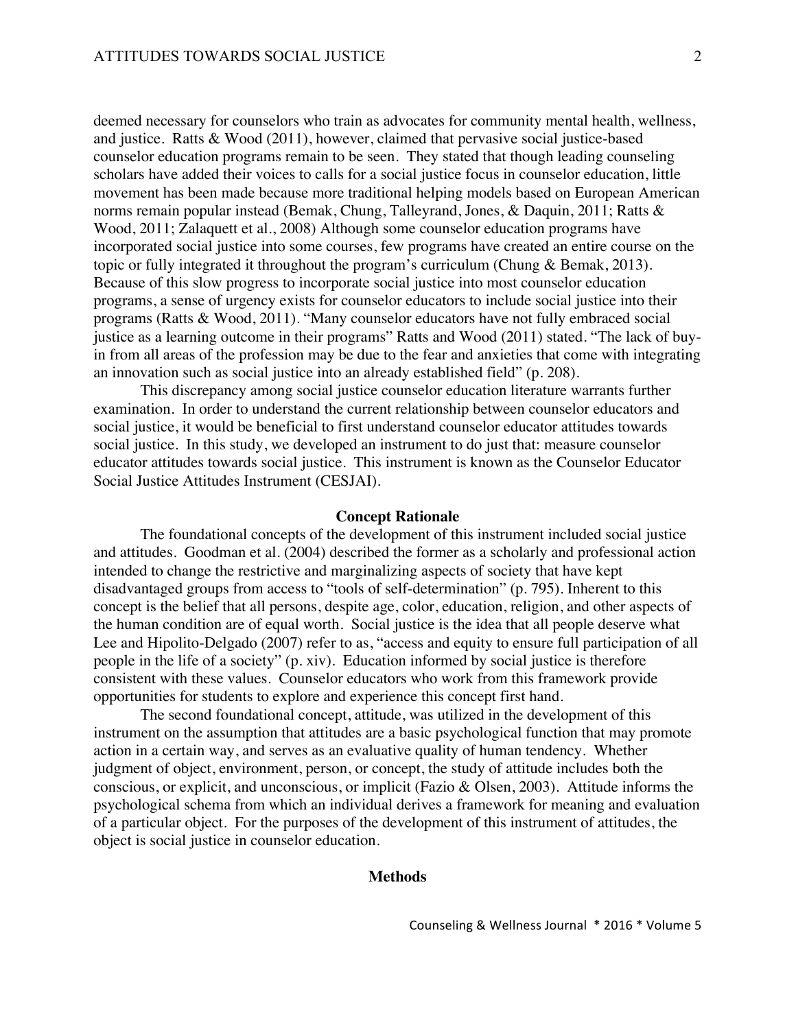deemed necessary for counselors who train as advocates for community mental health, wellness, and justice. Ratts & Wood (2011), however, claimed that pervasive social justice-based counselor education programs remain to be seen. They stated that though leading counseling scholars have added their voices to calls for a social justice focus in counselor education, little movement has been made because more traditional helping models based on European American norms remain popular instead (Bemak, Chung, Talleyrand, Jones, & Daquin, 2011; Ratts & Wood, 2011; Zalaquett et al., 2008) Although some counselor education programs have incorporated social justice into some courses, few programs have created an entire course on the topic or fully integrated it throughout the program's curriculum (Chung & Bemak, 2013). Because of this slow progress to incorporate social justice into most counselor education programs, a sense of urgency exists for counselor educators to include social justice into their programs (Ratts & Wood, 2011). "Many counselor educators have not fully embraced social justice as a learning outcome in their programs" Ratts and Wood (2011) stated. "The lack of buy-in from all areas of the profession may be due to the fear and anxieties that come with integrating an innovation such as social justice into an already established field" (p. 208).

This discrepancy among social justice counselor education literature warrants further examination. In order to understand the current relationship between counselor educators and social justice, it would be beneficial to first understand counselor educator attitudes towards social justice. In this study, we developed an instrument to do just that: measure counselor educator attitudes towards social justice. This instrument is known as the Counselor Educator Social Justice Attitudes Instrument (CESJAI).

## Concept Rationale

The foundational concepts of the development of this instrument included social justice and attitudes. Goodman et al. (2004) described the former as a scholarly and professional action intended to change the restrictive and marginalizing aspects of society that have kept disadvantaged groups from access to "tools of self-determination" (p. 795). Inherent to this concept is the belief that all persons, despite age, color, education, religion, and other aspects of the human condition are of equal worth. Social justice is the idea that all people deserve what Lee and Hipolito-Delgado (2007) refer to as, "access and equity to ensure full participation of all people in the life of a society" (p. xiv). Education informed by social justice is therefore consistent with these values. Counselor educators who work from this framework provide opportunities for students to explore and experience this concept first hand.

The second foundational concept, attitude, was utilized in the development of this instrument on the assumption that attitudes are a basic psychological function that may promote action in a certain way, and serves as an evaluative quality of human tendency. Whether judgment of object, environment, person, or concept, the study of attitude includes both the conscious, or explicit, and unconscious, or implicit (Fazio & Olsen, 2003). Attitude informs the psychological schema from which an individual derives a framework for meaning and evaluation of a particular object. For the purposes of the development of this instrument of attitudes, the object is social justice in counselor education.

## Methods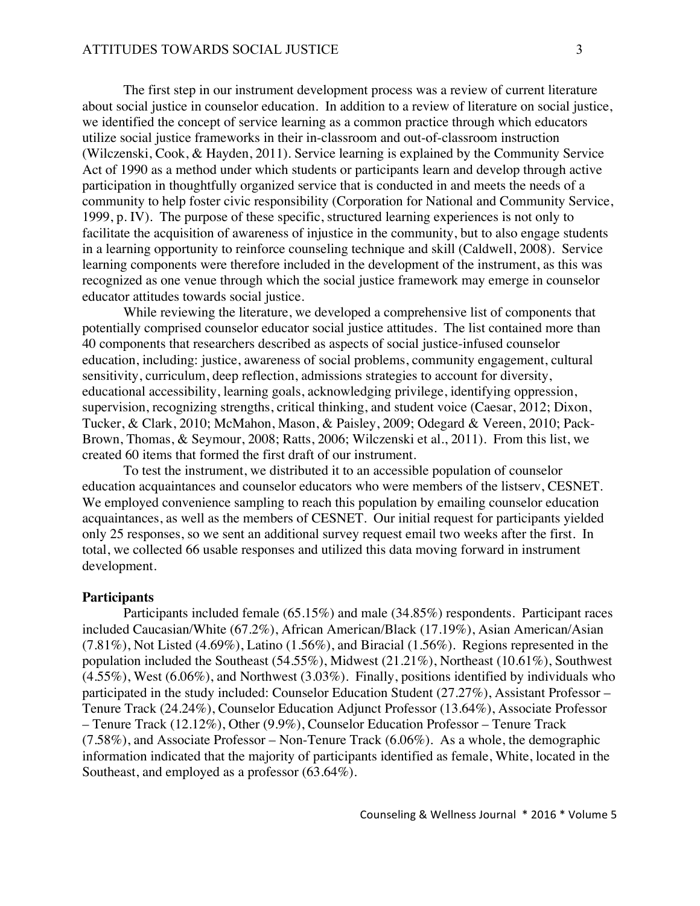The first step in our instrument development process was a review of current literature about social justice in counselor education. In addition to a review of literature on social justice, we identified the concept of service learning as a common practice through which educators utilize social justice frameworks in their in-classroom and out-of-classroom instruction (Wilczenski, Cook, & Hayden, 2011). Service learning is explained by the Community Service Act of 1990 as a method under which students or participants learn and develop through active participation in thoughtfully organized service that is conducted in and meets the needs of a community to help foster civic responsibility (Corporation for National and Community Service, 1999, p. IV). The purpose of these specific, structured learning experiences is not only to facilitate the acquisition of awareness of injustice in the community, but to also engage students in a learning opportunity to reinforce counseling technique and skill (Caldwell, 2008). Service learning components were therefore included in the development of the instrument, as this was recognized as one venue through which the social justice framework may emerge in counselor educator attitudes towards social justice.

While reviewing the literature, we developed a comprehensive list of components that potentially comprised counselor educator social justice attitudes. The list contained more than 40 components that researchers described as aspects of social justice-infused counselor education, including: justice, awareness of social problems, community engagement, cultural sensitivity, curriculum, deep reflection, admissions strategies to account for diversity, educational accessibility, learning goals, acknowledging privilege, identifying oppression, supervision, recognizing strengths, critical thinking, and student voice (Caesar, 2012; Dixon, Tucker, & Clark, 2010; McMahon, Mason, & Paisley, 2009; Odegard & Vereen, 2010; Pack-Brown, Thomas, & Seymour, 2008; Ratts, 2006; Wilczenski et al., 2011). From this list, we created 60 items that formed the first draft of our instrument.

To test the instrument, we distributed it to an accessible population of counselor education acquaintances and counselor educators who were members of the listserv, CESNET. We employed convenience sampling to reach this population by emailing counselor education acquaintances, as well as the members of CESNET. Our initial request for participants yielded only 25 responses, so we sent an additional survey request email two weeks after the first. In total, we collected 66 usable responses and utilized this data moving forward in instrument development.

**Participants**

Participants included female (65.15%) and male (34.85%) respondents. Participant races included Caucasian/White (67.2%), African American/Black (17.19%), Asian American/Asian (7.81%), Not Listed (4.69%), Latino (1.56%), and Biracial (1.56%). Regions represented in the population included the Southeast (54.55%), Midwest (21.21%), Northeast (10.61%), Southwest (4.55%), West (6.06%), and Northwest (3.03%). Finally, positions identified by individuals who participated in the study included: Counselor Education Student (27.27%), Assistant Professor – Tenure Track (24.24%), Counselor Education Adjunct Professor (13.64%), Associate Professor – Tenure Track (12.12%), Other (9.9%), Counselor Education Professor – Tenure Track (7.58%), and Associate Professor – Non-Tenure Track (6.06%). As a whole, the demographic information indicated that the majority of participants identified as female, White, located in the Southeast, and employed as a professor (63.64%).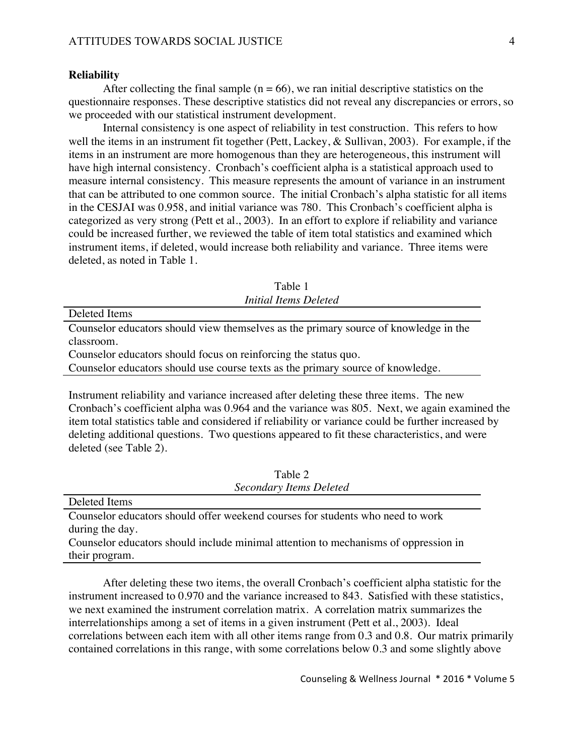**Reliability**

After collecting the final sample ($n = 66$), we ran initial descriptive statistics on the questionnaire responses. These descriptive statistics did not reveal any discrepancies or errors, so we proceeded with our statistical instrument development.

Internal consistency is one aspect of reliability in test construction. This refers to how well the items in an instrument fit together (Pett, Lackey, & Sullivan, 2003). For example, if the items in an instrument are more homogenous than they are heterogeneous, this instrument will have high internal consistency. Cronbach's coefficient alpha is a statistical approach used to measure internal consistency. This measure represents the amount of variance in an instrument that can be attributed to one common source. The initial Cronbach's alpha statistic for all items in the CESJAI was 0.958, and initial variance was 780. This Cronbach's coefficient alpha is categorized as very strong (Pett et al., 2003). In an effort to explore if reliability and variance could be increased further, we reviewed the table of item total statistics and examined which instrument items, if deleted, would increase both reliability and variance. Three items were deleted, as noted in Table 1.

Table 1
*Initial Items Deleted*

| Deleted Items |
|---|
| Counselor educators should view themselves as the primary source of knowledge in the classroom. |
| Counselor educators should focus on reinforcing the status quo. |
| Counselor educators should use course texts as the primary source of knowledge. |

Instrument reliability and variance increased after deleting these three items. The new Cronbach's coefficient alpha was 0.964 and the variance was 805. Next, we again examined the item total statistics table and considered if reliability or variance could be further increased by deleting additional questions. Two questions appeared to fit these characteristics, and were deleted (see Table 2).

Table 2
*Secondary Items Deleted*

| Deleted Items |
|---|
| Counselor educators should offer weekend courses for students who need to work during the day. |
| Counselor educators should include minimal attention to mechanisms of oppression in their program. |

After deleting these two items, the overall Cronbach's coefficient alpha statistic for the instrument increased to 0.970 and the variance increased to 843. Satisfied with these statistics, we next examined the instrument correlation matrix. A correlation matrix summarizes the interrelationships among a set of items in a given instrument (Pett et al., 2003). Ideal correlations between each item with all other items range from 0.3 and 0.8. Our matrix primarily contained correlations in this range, with some correlations below 0.3 and some slightly above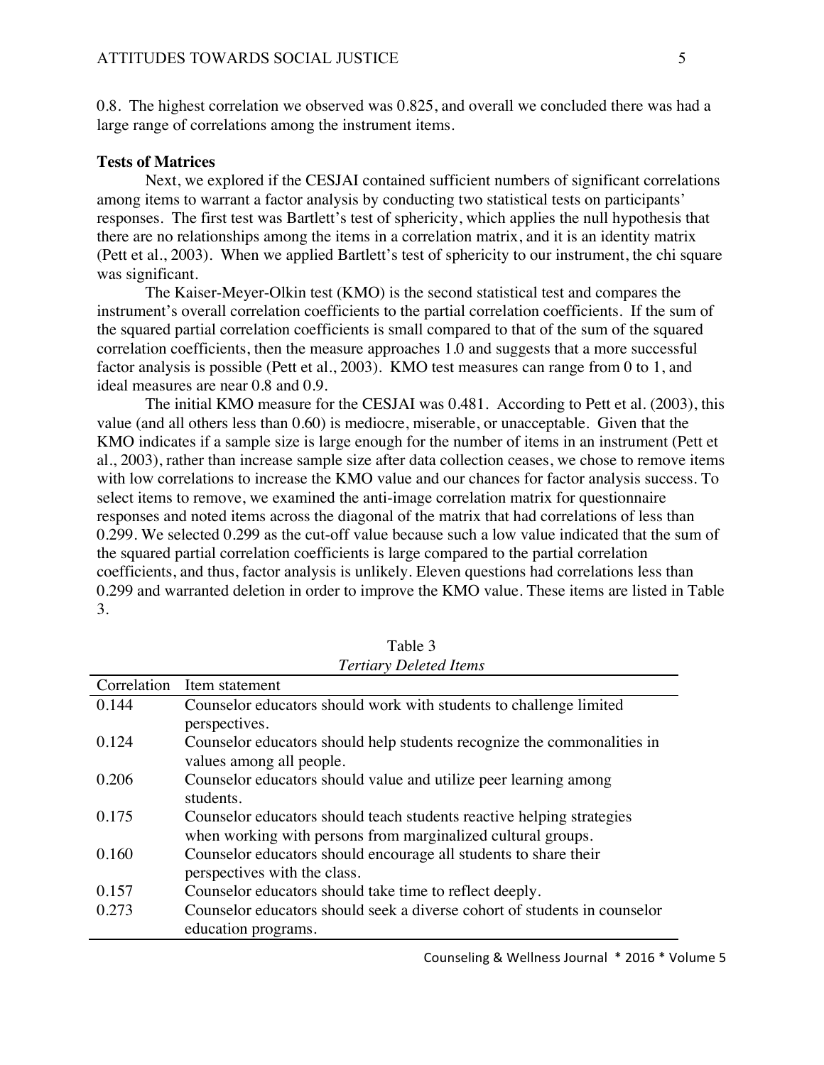0.8. The highest correlation we observed was 0.825, and overall we concluded there was had a large range of correlations among the instrument items.

**Tests of Matrices**

Next, we explored if the CESJAI contained sufficient numbers of significant correlations among items to warrant a factor analysis by conducting two statistical tests on participants' responses. The first test was Bartlett's test of sphericity, which applies the null hypothesis that there are no relationships among the items in a correlation matrix, and it is an identity matrix (Pett et al., 2003). When we applied Bartlett's test of sphericity to our instrument, the chi square was significant.

The Kaiser-Meyer-Olkin test (KMO) is the second statistical test and compares the instrument's overall correlation coefficients to the partial correlation coefficients. If the sum of the squared partial correlation coefficients is small compared to that of the sum of the squared correlation coefficients, then the measure approaches 1.0 and suggests that a more successful factor analysis is possible (Pett et al., 2003). KMO test measures can range from 0 to 1, and ideal measures are near 0.8 and 0.9.

The initial KMO measure for the CESJAI was 0.481. According to Pett et al. (2003), this value (and all others less than 0.60) is mediocre, miserable, or unacceptable. Given that the KMO indicates if a sample size is large enough for the number of items in an instrument (Pett et al., 2003), rather than increase sample size after data collection ceases, we chose to remove items with low correlations to increase the KMO value and our chances for factor analysis success. To select items to remove, we examined the anti-image correlation matrix for questionnaire responses and noted items across the diagonal of the matrix that had correlations of less than 0.299. We selected 0.299 as the cut-off value because such a low value indicated that the sum of the squared partial correlation coefficients is large compared to the partial correlation coefficients, and thus, factor analysis is unlikely. Eleven questions had correlations less than 0.299 and warranted deletion in order to improve the KMO value. These items are listed in Table 3.

Table 3
*Tertiary Deleted Items*

| Correlation | Item statement |
|---|---|
| 0.144 | Counselor educators should work with students to challenge limited perspectives. |
| 0.124 | Counselor educators should help students recognize the commonalities in values among all people. |
| 0.206 | Counselor educators should value and utilize peer learning among students. |
| 0.175 | Counselor educators should teach students reactive helping strategies when working with persons from marginalized cultural groups. |
| 0.160 | Counselor educators should encourage all students to share their perspectives with the class. |
| 0.157 | Counselor educators should take time to reflect deeply. |
| 0.273 | Counselor educators should seek a diverse cohort of students in counselor education programs. |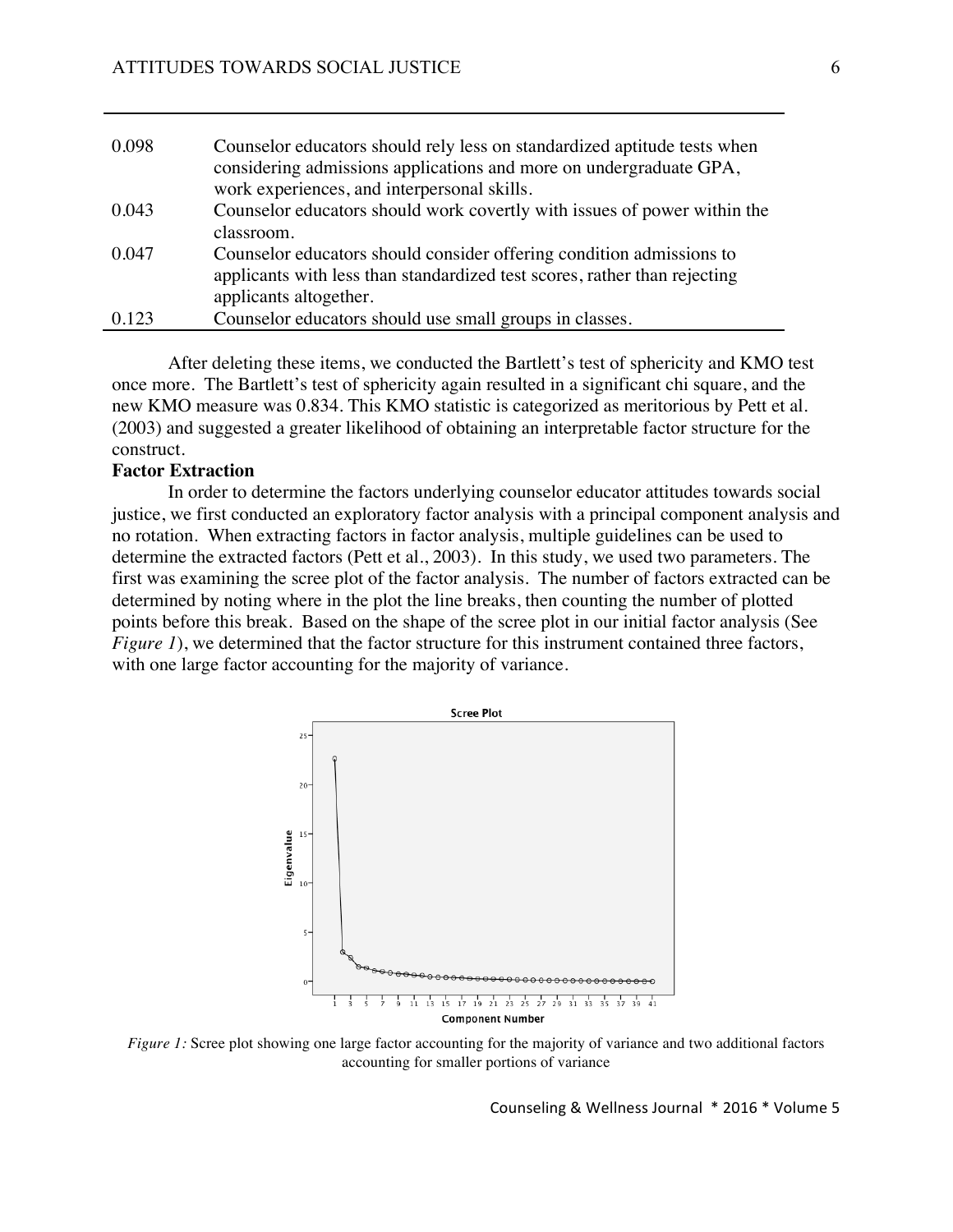| | |
|---|---|
| 0.098 | Counselor educators should rely less on standardized aptitude tests when considering admissions applications and more on undergraduate GPA, work experiences, and interpersonal skills. |
| 0.043 | Counselor educators should work covertly with issues of power within the classroom. |
| 0.047 | Counselor educators should consider offering condition admissions to applicants with less than standardized test scores, rather than rejecting applicants altogether. |
| 0.123 | Counselor educators should use small groups in classes. |

After deleting these items, we conducted the Bartlett's test of sphericity and KMO test once more. The Bartlett's test of sphericity again resulted in a significant chi square, and the new KMO measure was 0.834. This KMO statistic is categorized as meritorious by Pett et al. (2003) and suggested a greater likelihood of obtaining an interpretable factor structure for the construct.

**Factor Extraction**

In order to determine the factors underlying counselor educator attitudes towards social justice, we first conducted an exploratory factor analysis with a principal component analysis and no rotation. When extracting factors in factor analysis, multiple guidelines can be used to determine the extracted factors (Pett et al., 2003). In this study, we used two parameters. The first was examining the scree plot of the factor analysis. The number of factors extracted can be determined by noting where in the plot the line breaks, then counting the number of plotted points before this break. Based on the shape of the scree plot in our initial factor analysis (See *Figure 1*), we determined that the factor structure for this instrument contained three factors, with one large factor accounting for the majority of variance.

*Figure 1:* Scree plot showing one large factor accounting for the majority of variance and two additional factors accounting for smaller portions of variance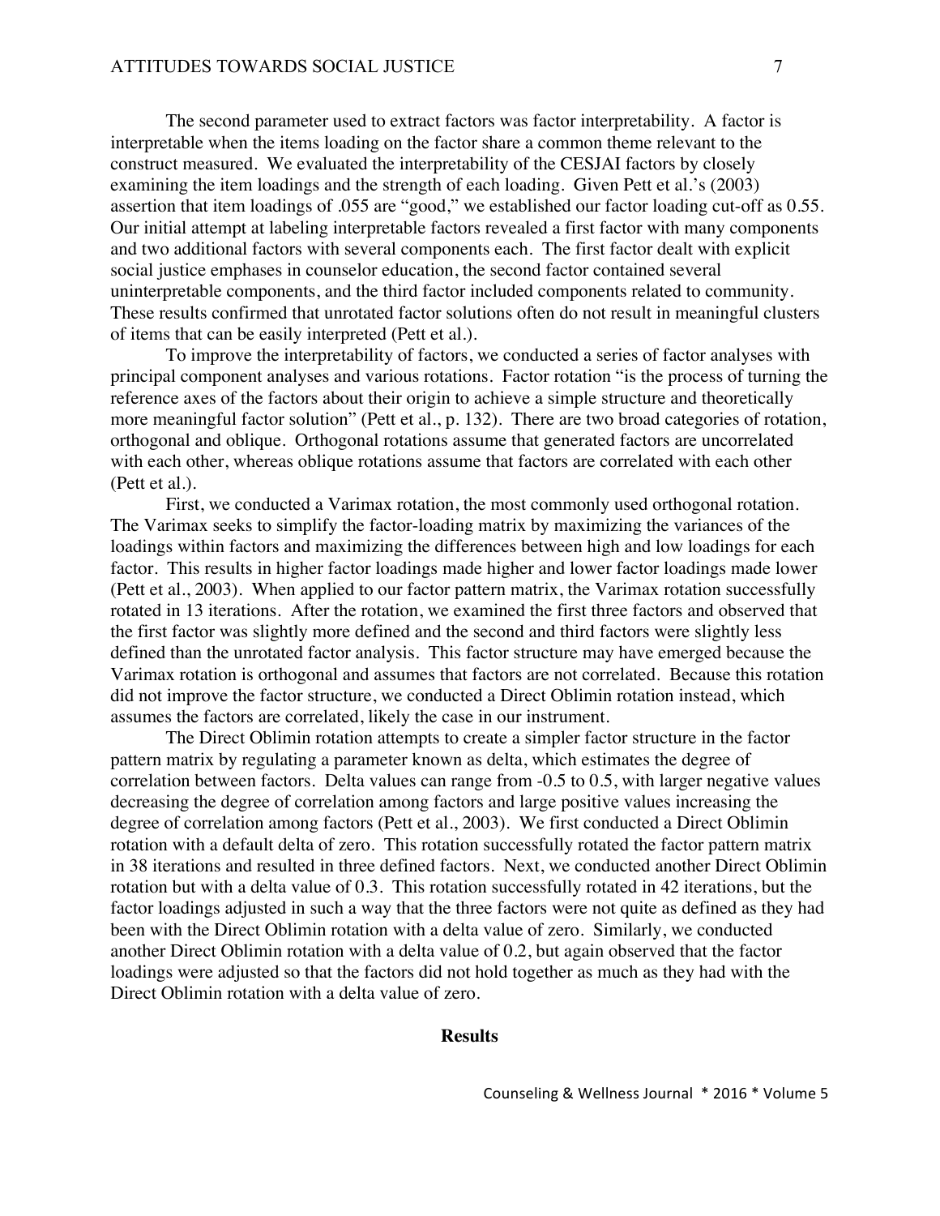The second parameter used to extract factors was factor interpretability. A factor is interpretable when the items loading on the factor share a common theme relevant to the construct measured. We evaluated the interpretability of the CESJAI factors by closely examining the item loadings and the strength of each loading. Given Pett et al.'s (2003) assertion that item loadings of .055 are "good," we established our factor loading cut-off as 0.55. Our initial attempt at labeling interpretable factors revealed a first factor with many components and two additional factors with several components each. The first factor dealt with explicit social justice emphases in counselor education, the second factor contained several uninterpretable components, and the third factor included components related to community. These results confirmed that unrotated factor solutions often do not result in meaningful clusters of items that can be easily interpreted (Pett et al.).

To improve the interpretability of factors, we conducted a series of factor analyses with principal component analyses and various rotations. Factor rotation "is the process of turning the reference axes of the factors about their origin to achieve a simple structure and theoretically more meaningful factor solution" (Pett et al., p. 132). There are two broad categories of rotation, orthogonal and oblique. Orthogonal rotations assume that generated factors are uncorrelated with each other, whereas oblique rotations assume that factors are correlated with each other (Pett et al.).

First, we conducted a Varimax rotation, the most commonly used orthogonal rotation. The Varimax seeks to simplify the factor-loading matrix by maximizing the variances of the loadings within factors and maximizing the differences between high and low loadings for each factor. This results in higher factor loadings made higher and lower factor loadings made lower (Pett et al., 2003). When applied to our factor pattern matrix, the Varimax rotation successfully rotated in 13 iterations. After the rotation, we examined the first three factors and observed that the first factor was slightly more defined and the second and third factors were slightly less defined than the unrotated factor analysis. This factor structure may have emerged because the Varimax rotation is orthogonal and assumes that factors are not correlated. Because this rotation did not improve the factor structure, we conducted a Direct Oblimin rotation instead, which assumes the factors are correlated, likely the case in our instrument.

The Direct Oblimin rotation attempts to create a simpler factor structure in the factor pattern matrix by regulating a parameter known as delta, which estimates the degree of correlation between factors. Delta values can range from -0.5 to 0.5, with larger negative values decreasing the degree of correlation among factors and large positive values increasing the degree of correlation among factors (Pett et al., 2003). We first conducted a Direct Oblimin rotation with a default delta of zero. This rotation successfully rotated the factor pattern matrix in 38 iterations and resulted in three defined factors. Next, we conducted another Direct Oblimin rotation but with a delta value of 0.3. This rotation successfully rotated in 42 iterations, but the factor loadings adjusted in such a way that the three factors were not quite as defined as they had been with the Direct Oblimin rotation with a delta value of zero. Similarly, we conducted another Direct Oblimin rotation with a delta value of 0.2, but again observed that the factor loadings were adjusted so that the factors did not hold together as much as they had with the Direct Oblimin rotation with a delta value of zero.

## Results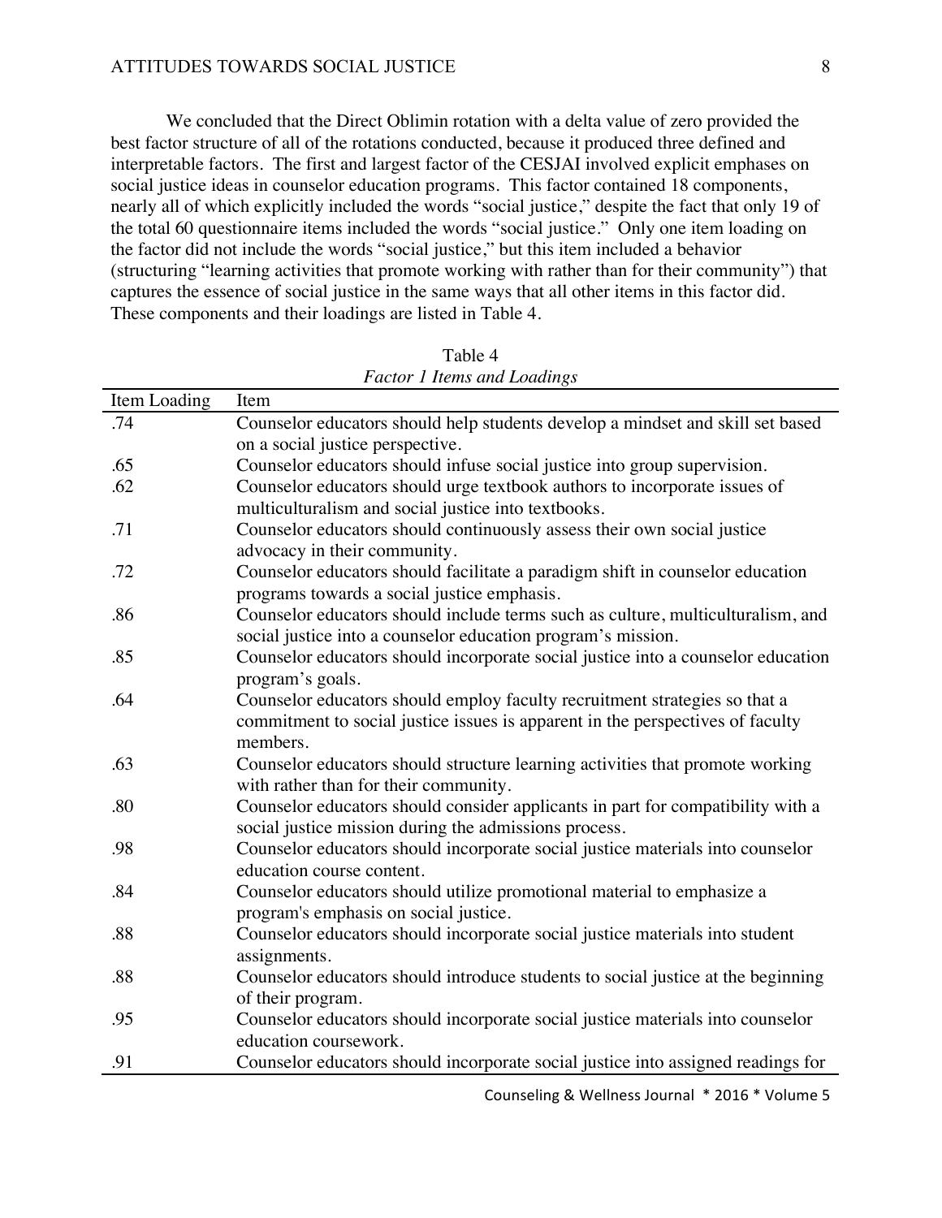We concluded that the Direct Oblimin rotation with a delta value of zero provided the best factor structure of all of the rotations conducted, because it produced three defined and interpretable factors. The first and largest factor of the CESJAI involved explicit emphases on social justice ideas in counselor education programs. This factor contained 18 components, nearly all of which explicitly included the words "social justice," despite the fact that only 19 of the total 60 questionnaire items included the words "social justice." Only one item loading on the factor did not include the words "social justice," but this item included a behavior (structuring "learning activities that promote working with rather than for their community") that captures the essence of social justice in the same ways that all other items in this factor did. These components and their loadings are listed in Table 4.

Table 4

*Factor 1 Items and Loadings*

| Item Loading | Item |
|---|---|
| .74 | Counselor educators should help students develop a mindset and skill set based on a social justice perspective. |
| .65 | Counselor educators should infuse social justice into group supervision. |
| .62 | Counselor educators should urge textbook authors to incorporate issues of multiculturalism and social justice into textbooks. |
| .71 | Counselor educators should continuously assess their own social justice advocacy in their community. |
| .72 | Counselor educators should facilitate a paradigm shift in counselor education programs towards a social justice emphasis. |
| .86 | Counselor educators should include terms such as culture, multiculturalism, and social justice into a counselor education program's mission. |
| .85 | Counselor educators should incorporate social justice into a counselor education program's goals. |
| .64 | Counselor educators should employ faculty recruitment strategies so that a commitment to social justice issues is apparent in the perspectives of faculty members. |
| .63 | Counselor educators should structure learning activities that promote working with rather than for their community. |
| .80 | Counselor educators should consider applicants in part for compatibility with a social justice mission during the admissions process. |
| .98 | Counselor educators should incorporate social justice materials into counselor education course content. |
| .84 | Counselor educators should utilize promotional material to emphasize a program's emphasis on social justice. |
| .88 | Counselor educators should incorporate social justice materials into student assignments. |
| .88 | Counselor educators should introduce students to social justice at the beginning of their program. |
| .95 | Counselor educators should incorporate social justice materials into counselor education coursework. |
| .91 | Counselor educators should incorporate social justice into assigned readings for |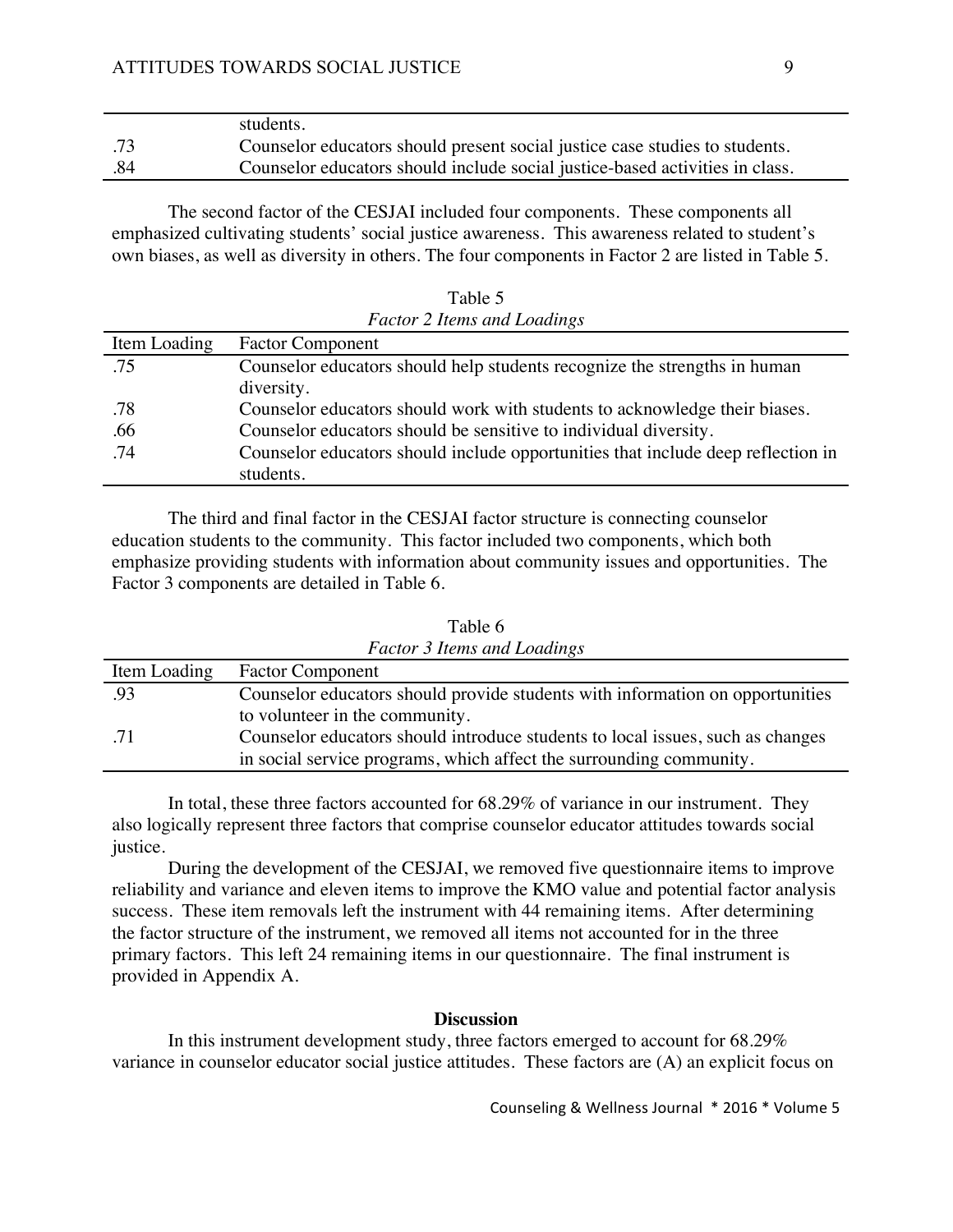| | students. |
|---|---|
| .73 | Counselor educators should present social justice case studies to students. |
| .84 | Counselor educators should include social justice-based activities in class. |

The second factor of the CESJAI included four components. These components all emphasized cultivating students' social justice awareness. This awareness related to student's own biases, as well as diversity in others. The four components in Factor 2 are listed in Table 5.

Table 5
*Factor 2 Items and Loadings*

| Item Loading | Factor Component |
|---|---|
| .75 | Counselor educators should help students recognize the strengths in human diversity. |
| .78 | Counselor educators should work with students to acknowledge their biases. |
| .66 | Counselor educators should be sensitive to individual diversity. |
| .74 | Counselor educators should include opportunities that include deep reflection in students. |

The third and final factor in the CESJAI factor structure is connecting counselor education students to the community. This factor included two components, which both emphasize providing students with information about community issues and opportunities. The Factor 3 components are detailed in Table 6.

Table 6
*Factor 3 Items and Loadings*

| Item Loading | Factor Component |
|---|---|
| .93 | Counselor educators should provide students with information on opportunities to volunteer in the community. |
| .71 | Counselor educators should introduce students to local issues, such as changes in social service programs, which affect the surrounding community. |

In total, these three factors accounted for 68.29% of variance in our instrument. They also logically represent three factors that comprise counselor educator attitudes towards social justice.

During the development of the CESJAI, we removed five questionnaire items to improve reliability and variance and eleven items to improve the KMO value and potential factor analysis success. These item removals left the instrument with 44 remaining items. After determining the factor structure of the instrument, we removed all items not accounted for in the three primary factors. This left 24 remaining items in our questionnaire. The final instrument is provided in Appendix A.

## Discussion

In this instrument development study, three factors emerged to account for 68.29% variance in counselor educator social justice attitudes. These factors are (A) an explicit focus on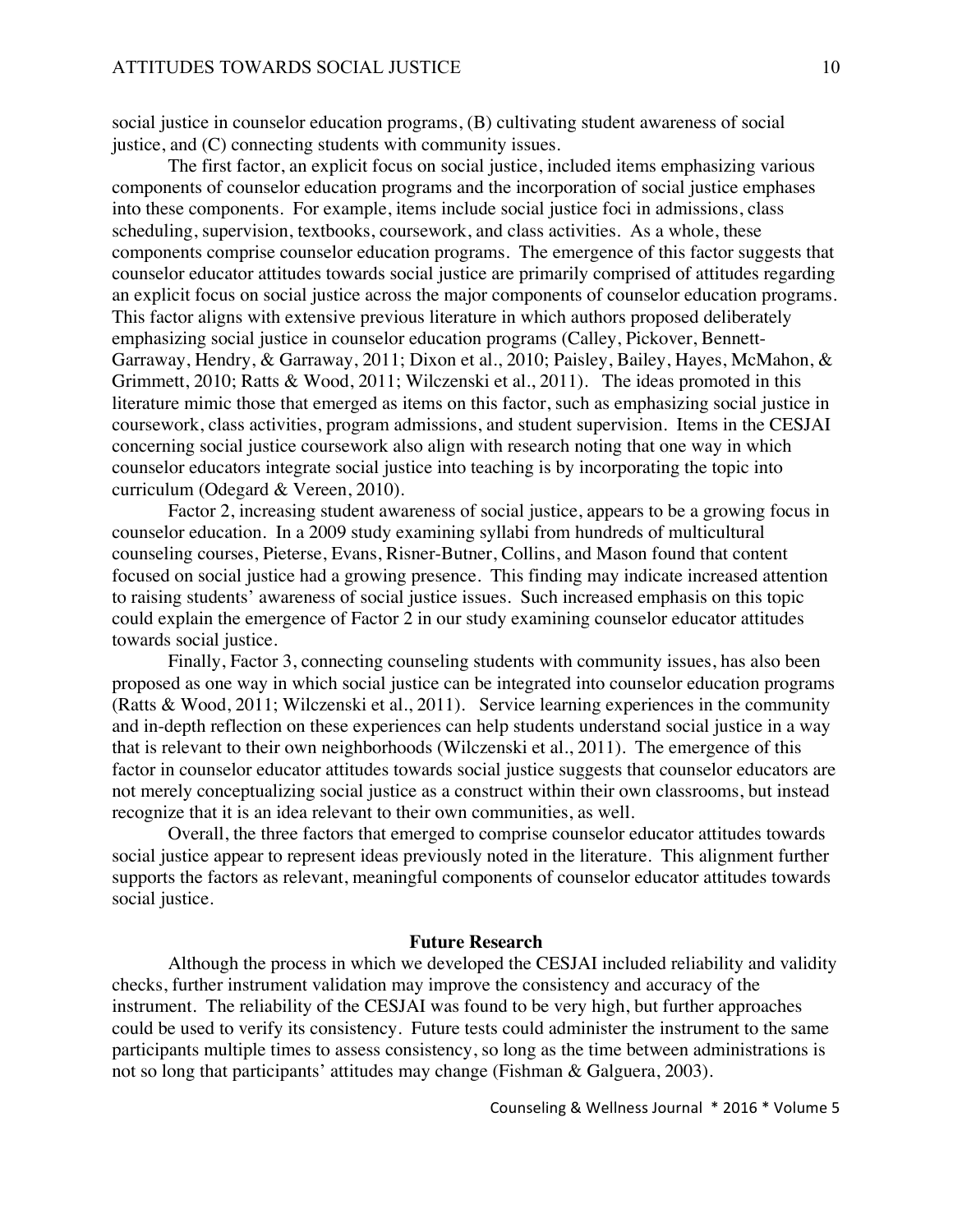social justice in counselor education programs, (B) cultivating student awareness of social justice, and (C) connecting students with community issues.

The first factor, an explicit focus on social justice, included items emphasizing various components of counselor education programs and the incorporation of social justice emphases into these components. For example, items include social justice foci in admissions, class scheduling, supervision, textbooks, coursework, and class activities. As a whole, these components comprise counselor education programs. The emergence of this factor suggests that counselor educator attitudes towards social justice are primarily comprised of attitudes regarding an explicit focus on social justice across the major components of counselor education programs. This factor aligns with extensive previous literature in which authors proposed deliberately emphasizing social justice in counselor education programs (Calley, Pickover, Bennett-Garraway, Hendry, & Garraway, 2011; Dixon et al., 2010; Paisley, Bailey, Hayes, McMahon, & Grimmett, 2010; Ratts & Wood, 2011; Wilczenski et al., 2011). The ideas promoted in this literature mimic those that emerged as items on this factor, such as emphasizing social justice in coursework, class activities, program admissions, and student supervision. Items in the CESJAI concerning social justice coursework also align with research noting that one way in which counselor educators integrate social justice into teaching is by incorporating the topic into curriculum (Odegard & Vereen, 2010).

Factor 2, increasing student awareness of social justice, appears to be a growing focus in counselor education. In a 2009 study examining syllabi from hundreds of multicultural counseling courses, Pieterse, Evans, Risner-Butner, Collins, and Mason found that content focused on social justice had a growing presence. This finding may indicate increased attention to raising students' awareness of social justice issues. Such increased emphasis on this topic could explain the emergence of Factor 2 in our study examining counselor educator attitudes towards social justice.

Finally, Factor 3, connecting counseling students with community issues, has also been proposed as one way in which social justice can be integrated into counselor education programs (Ratts & Wood, 2011; Wilczenski et al., 2011). Service learning experiences in the community and in-depth reflection on these experiences can help students understand social justice in a way that is relevant to their own neighborhoods (Wilczenski et al., 2011). The emergence of this factor in counselor educator attitudes towards social justice suggests that counselor educators are not merely conceptualizing social justice as a construct within their own classrooms, but instead recognize that it is an idea relevant to their own communities, as well.

Overall, the three factors that emerged to comprise counselor educator attitudes towards social justice appear to represent ideas previously noted in the literature. This alignment further supports the factors as relevant, meaningful components of counselor educator attitudes towards social justice.

## Future Research

Although the process in which we developed the CESJAI included reliability and validity checks, further instrument validation may improve the consistency and accuracy of the instrument. The reliability of the CESJAI was found to be very high, but further approaches could be used to verify its consistency. Future tests could administer the instrument to the same participants multiple times to assess consistency, so long as the time between administrations is not so long that participants' attitudes may change (Fishman & Galguera, 2003).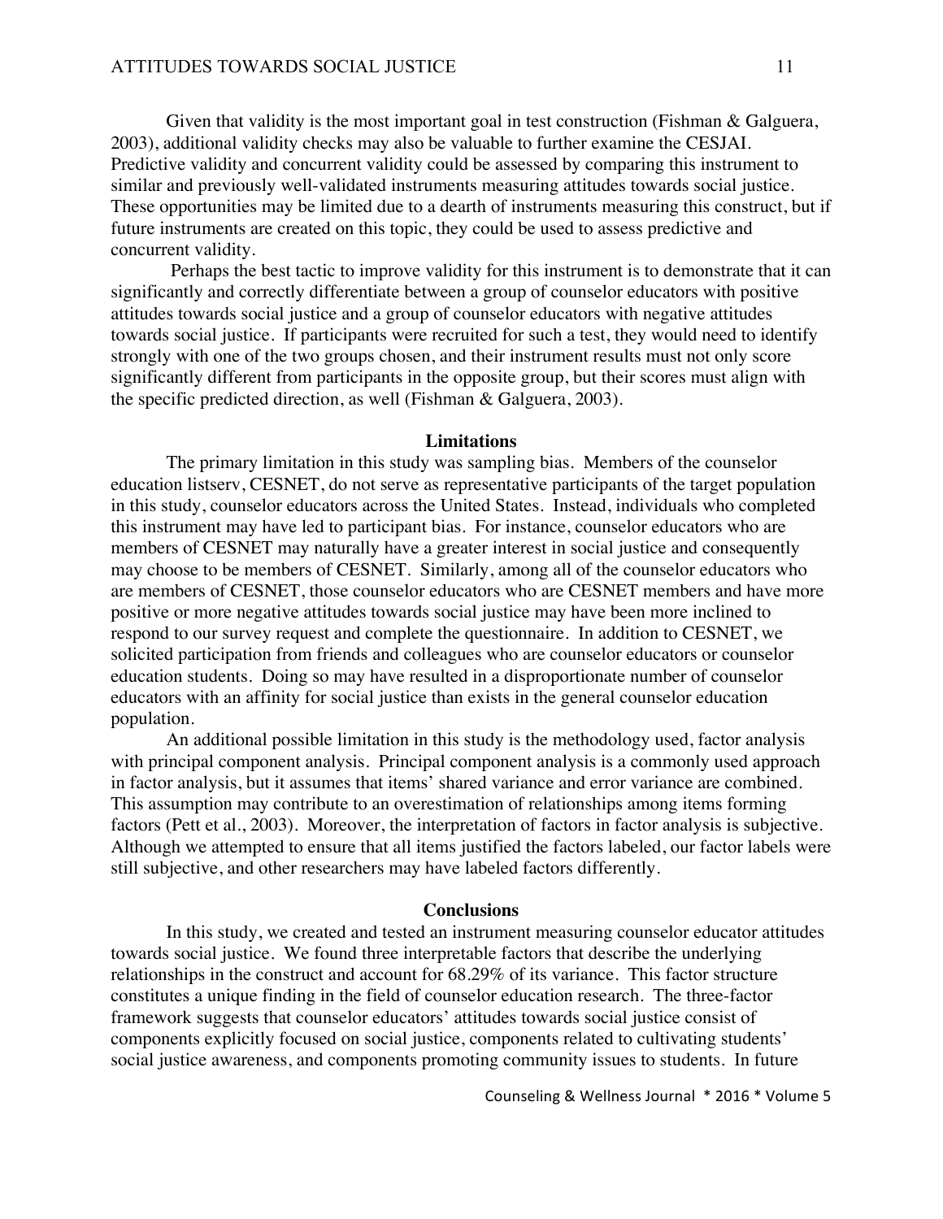Given that validity is the most important goal in test construction (Fishman & Galguera, 2003), additional validity checks may also be valuable to further examine the CESJAI. Predictive validity and concurrent validity could be assessed by comparing this instrument to similar and previously well-validated instruments measuring attitudes towards social justice. These opportunities may be limited due to a dearth of instruments measuring this construct, but if future instruments are created on this topic, they could be used to assess predictive and concurrent validity.

Perhaps the best tactic to improve validity for this instrument is to demonstrate that it can significantly and correctly differentiate between a group of counselor educators with positive attitudes towards social justice and a group of counselor educators with negative attitudes towards social justice. If participants were recruited for such a test, they would need to identify strongly with one of the two groups chosen, and their instrument results must not only score significantly different from participants in the opposite group, but their scores must align with the specific predicted direction, as well (Fishman & Galguera, 2003).

## Limitations

The primary limitation in this study was sampling bias. Members of the counselor education listserv, CESNET, do not serve as representative participants of the target population in this study, counselor educators across the United States. Instead, individuals who completed this instrument may have led to participant bias. For instance, counselor educators who are members of CESNET may naturally have a greater interest in social justice and consequently may choose to be members of CESNET. Similarly, among all of the counselor educators who are members of CESNET, those counselor educators who are CESNET members and have more positive or more negative attitudes towards social justice may have been more inclined to respond to our survey request and complete the questionnaire. In addition to CESNET, we solicited participation from friends and colleagues who are counselor educators or counselor education students. Doing so may have resulted in a disproportionate number of counselor educators with an affinity for social justice than exists in the general counselor education population.

An additional possible limitation in this study is the methodology used, factor analysis with principal component analysis. Principal component analysis is a commonly used approach in factor analysis, but it assumes that items' shared variance and error variance are combined. This assumption may contribute to an overestimation of relationships among items forming factors (Pett et al., 2003). Moreover, the interpretation of factors in factor analysis is subjective. Although we attempted to ensure that all items justified the factors labeled, our factor labels were still subjective, and other researchers may have labeled factors differently.

## Conclusions

In this study, we created and tested an instrument measuring counselor educator attitudes towards social justice. We found three interpretable factors that describe the underlying relationships in the construct and account for 68.29% of its variance. This factor structure constitutes a unique finding in the field of counselor education research. The three-factor framework suggests that counselor educators' attitudes towards social justice consist of components explicitly focused on social justice, components related to cultivating students' social justice awareness, and components promoting community issues to students. In future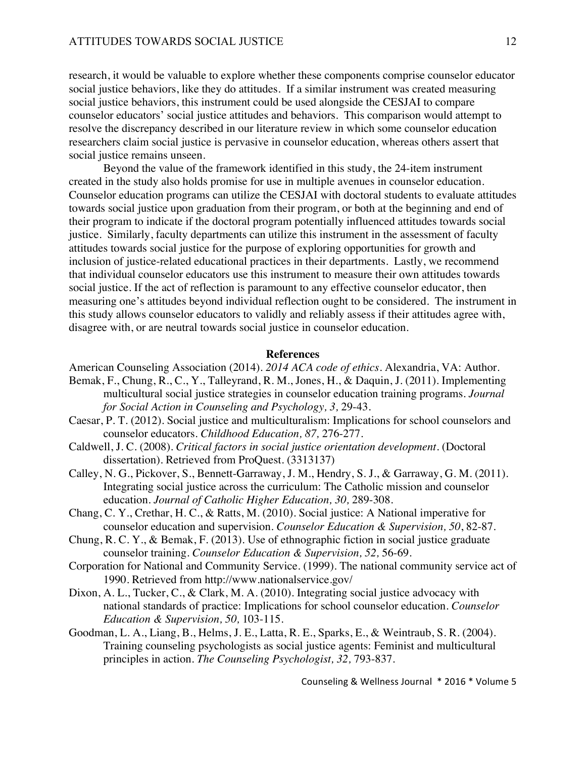research, it would be valuable to explore whether these components comprise counselor educator social justice behaviors, like they do attitudes. If a similar instrument was created measuring social justice behaviors, this instrument could be used alongside the CESJAI to compare counselor educators' social justice attitudes and behaviors. This comparison would attempt to resolve the discrepancy described in our literature review in which some counselor education researchers claim social justice is pervasive in counselor education, whereas others assert that social justice remains unseen.

Beyond the value of the framework identified in this study, the 24-item instrument created in the study also holds promise for use in multiple avenues in counselor education. Counselor education programs can utilize the CESJAI with doctoral students to evaluate attitudes towards social justice upon graduation from their program, or both at the beginning and end of their program to indicate if the doctoral program potentially influenced attitudes towards social justice. Similarly, faculty departments can utilize this instrument in the assessment of faculty attitudes towards social justice for the purpose of exploring opportunities for growth and inclusion of justice-related educational practices in their departments. Lastly, we recommend that individual counselor educators use this instrument to measure their own attitudes towards social justice. If the act of reflection is paramount to any effective counselor educator, then measuring one's attitudes beyond individual reflection ought to be considered. The instrument in this study allows counselor educators to validly and reliably assess if their attitudes agree with, disagree with, or are neutral towards social justice in counselor education.

## References

American Counseling Association (2014). *2014 ACA code of ethics*. Alexandria, VA: Author.

Bemak, F., Chung, R., C., Y., Talleyrand, R. M., Jones, H., & Daquin, J. (2011). Implementing multicultural social justice strategies in counselor education training programs. *Journal for Social Action in Counseling and Psychology, 3,* 29-43.

Caesar, P. T. (2012). Social justice and multiculturalism: Implications for school counselors and counselor educators. *Childhood Education, 87,* 276-277.

Caldwell, J. C. (2008). *Critical factors in social justice orientation development*. (Doctoral dissertation). Retrieved from ProQuest. (3313137)

Calley, N. G., Pickover, S., Bennett-Garraway, J. M., Hendry, S. J., & Garraway, G. M. (2011). Integrating social justice across the curriculum: The Catholic mission and counselor education. *Journal of Catholic Higher Education, 30,* 289-308.

Chang, C. Y., Crethar, H. C., & Ratts, M. (2010). Social justice: A National imperative for counselor education and supervision. *Counselor Education & Supervision, 50*, 82-87.

Chung, R. C. Y., & Bemak, F. (2013). Use of ethnographic fiction in social justice graduate counselor training. *Counselor Education & Supervision, 52,* 56-69.

Corporation for National and Community Service. (1999). The national community service act of 1990. Retrieved from http://www.nationalservice.gov/

Dixon, A. L., Tucker, C., & Clark, M. A. (2010). Integrating social justice advocacy with national standards of practice: Implications for school counselor education. *Counselor Education & Supervision, 50,* 103-115.

Goodman, L. A., Liang, B., Helms, J. E., Latta, R. E., Sparks, E., & Weintraub, S. R. (2004). Training counseling psychologists as social justice agents: Feminist and multicultural principles in action. *The Counseling Psychologist, 32,* 793-837.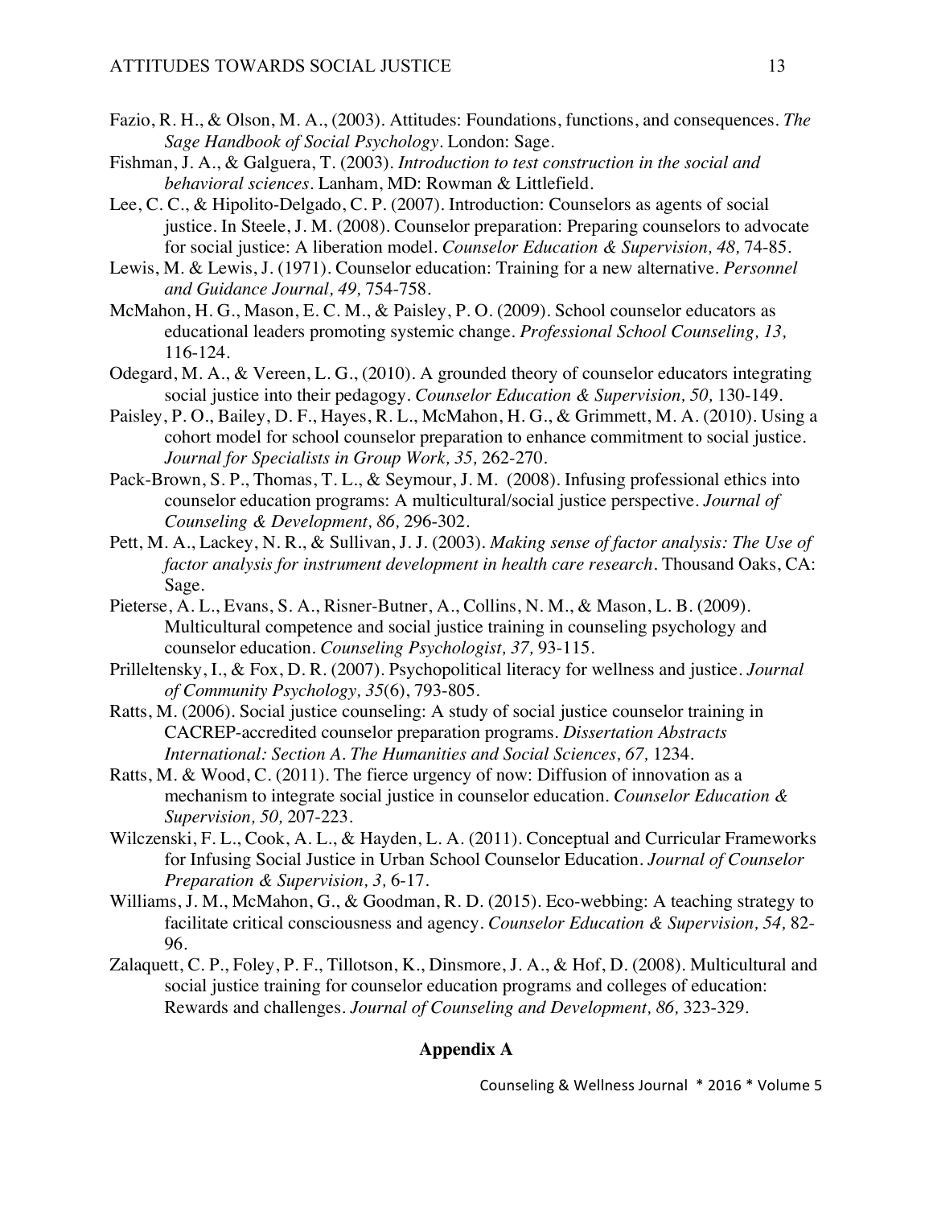Fazio, R. H., & Olson, M. A., (2003). Attitudes: Foundations, functions, and consequences. *The Sage Handbook of Social Psychology*. London: Sage.

Fishman, J. A., & Galguera, T. (2003). *Introduction to test construction in the social and behavioral sciences*. Lanham, MD: Rowman & Littlefield.

Lee, C. C., & Hipolito-Delgado, C. P. (2007). Introduction: Counselors as agents of social justice. In Steele, J. M. (2008). Counselor preparation: Preparing counselors to advocate for social justice: A liberation model. *Counselor Education & Supervision, 48,* 74-85.

Lewis, M. & Lewis, J. (1971). Counselor education: Training for a new alternative. *Personnel and Guidance Journal, 49,* 754-758.

McMahon, H. G., Mason, E. C. M., & Paisley, P. O. (2009). School counselor educators as educational leaders promoting systemic change. *Professional School Counseling, 13,* 116-124.

Odegard, M. A., & Vereen, L. G., (2010). A grounded theory of counselor educators integrating social justice into their pedagogy. *Counselor Education & Supervision, 50,* 130-149.

Paisley, P. O., Bailey, D. F., Hayes, R. L., McMahon, H. G., & Grimmett, M. A. (2010). Using a cohort model for school counselor preparation to enhance commitment to social justice. *Journal for Specialists in Group Work, 35,* 262-270.

Pack-Brown, S. P., Thomas, T. L., & Seymour, J. M. (2008). Infusing professional ethics into counselor education programs: A multicultural/social justice perspective. *Journal of Counseling & Development, 86,* 296-302.

Pett, M. A., Lackey, N. R., & Sullivan, J. J. (2003). *Making sense of factor analysis: The Use of factor analysis for instrument development in health care research*. Thousand Oaks, CA: Sage.

Pieterse, A. L., Evans, S. A., Risner-Butner, A., Collins, N. M., & Mason, L. B. (2009). Multicultural competence and social justice training in counseling psychology and counselor education. *Counseling Psychologist, 37,* 93-115.

Prilleltensky, I., & Fox, D. R. (2007). Psychopolitical literacy for wellness and justice. *Journal of Community Psychology, 35*(6), 793-805.

Ratts, M. (2006). Social justice counseling: A study of social justice counselor training in CACREP-accredited counselor preparation programs. *Dissertation Abstracts International: Section A. The Humanities and Social Sciences, 67,* 1234.

Ratts, M. & Wood, C. (2011). The fierce urgency of now: Diffusion of innovation as a mechanism to integrate social justice in counselor education. *Counselor Education & Supervision, 50,* 207-223.

Wilczenski, F. L., Cook, A. L., & Hayden, L. A. (2011). Conceptual and Curricular Frameworks for Infusing Social Justice in Urban School Counselor Education. *Journal of Counselor Preparation & Supervision, 3,* 6-17.

Williams, J. M., McMahon, G., & Goodman, R. D. (2015). Eco-webbing: A teaching strategy to facilitate critical consciousness and agency. *Counselor Education & Supervision, 54,* 82-96.

Zalaquett, C. P., Foley, P. F., Tillotson, K., Dinsmore, J. A., & Hof, D. (2008). Multicultural and social justice training for counselor education programs and colleges of education: Rewards and challenges. *Journal of Counseling and Development, 86,* 323-329.

## Appendix A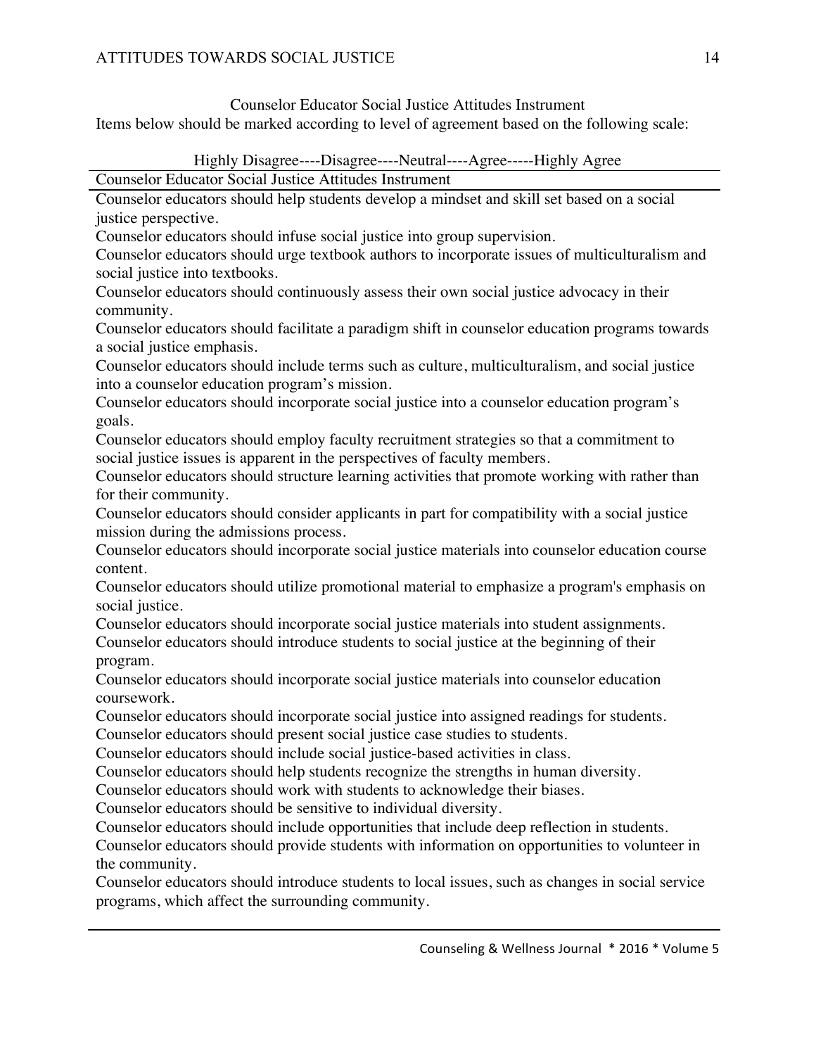Counselor Educator Social Justice Attitudes Instrument

Items below should be marked according to level of agreement based on the following scale:

Highly Disagree----Disagree----Neutral----Agree-----Highly Agree

| Counselor Educator Social Justice Attitudes Instrument |
|---|
| Counselor educators should help students develop a mindset and skill set based on a social justice perspective. |
| Counselor educators should infuse social justice into group supervision. |
| Counselor educators should urge textbook authors to incorporate issues of multiculturalism and social justice into textbooks. |
| Counselor educators should continuously assess their own social justice advocacy in their community. |
| Counselor educators should facilitate a paradigm shift in counselor education programs towards a social justice emphasis. |
| Counselor educators should include terms such as culture, multiculturalism, and social justice into a counselor education program's mission. |
| Counselor educators should incorporate social justice into a counselor education program's goals. |
| Counselor educators should employ faculty recruitment strategies so that a commitment to social justice issues is apparent in the perspectives of faculty members. |
| Counselor educators should structure learning activities that promote working with rather than for their community. |
| Counselor educators should consider applicants in part for compatibility with a social justice mission during the admissions process. |
| Counselor educators should incorporate social justice materials into counselor education course content. |
| Counselor educators should utilize promotional material to emphasize a program's emphasis on social justice. |
| Counselor educators should incorporate social justice materials into student assignments. |
| Counselor educators should introduce students to social justice at the beginning of their program. |
| Counselor educators should incorporate social justice materials into counselor education coursework. |
| Counselor educators should incorporate social justice into assigned readings for students. |
| Counselor educators should present social justice case studies to students. |
| Counselor educators should include social justice-based activities in class. |
| Counselor educators should help students recognize the strengths in human diversity. |
| Counselor educators should work with students to acknowledge their biases. |
| Counselor educators should be sensitive to individual diversity. |
| Counselor educators should include opportunities that include deep reflection in students. |
| Counselor educators should provide students with information on opportunities to volunteer in the community. |
| Counselor educators should introduce students to local issues, such as changes in social service programs, which affect the surrounding community. |